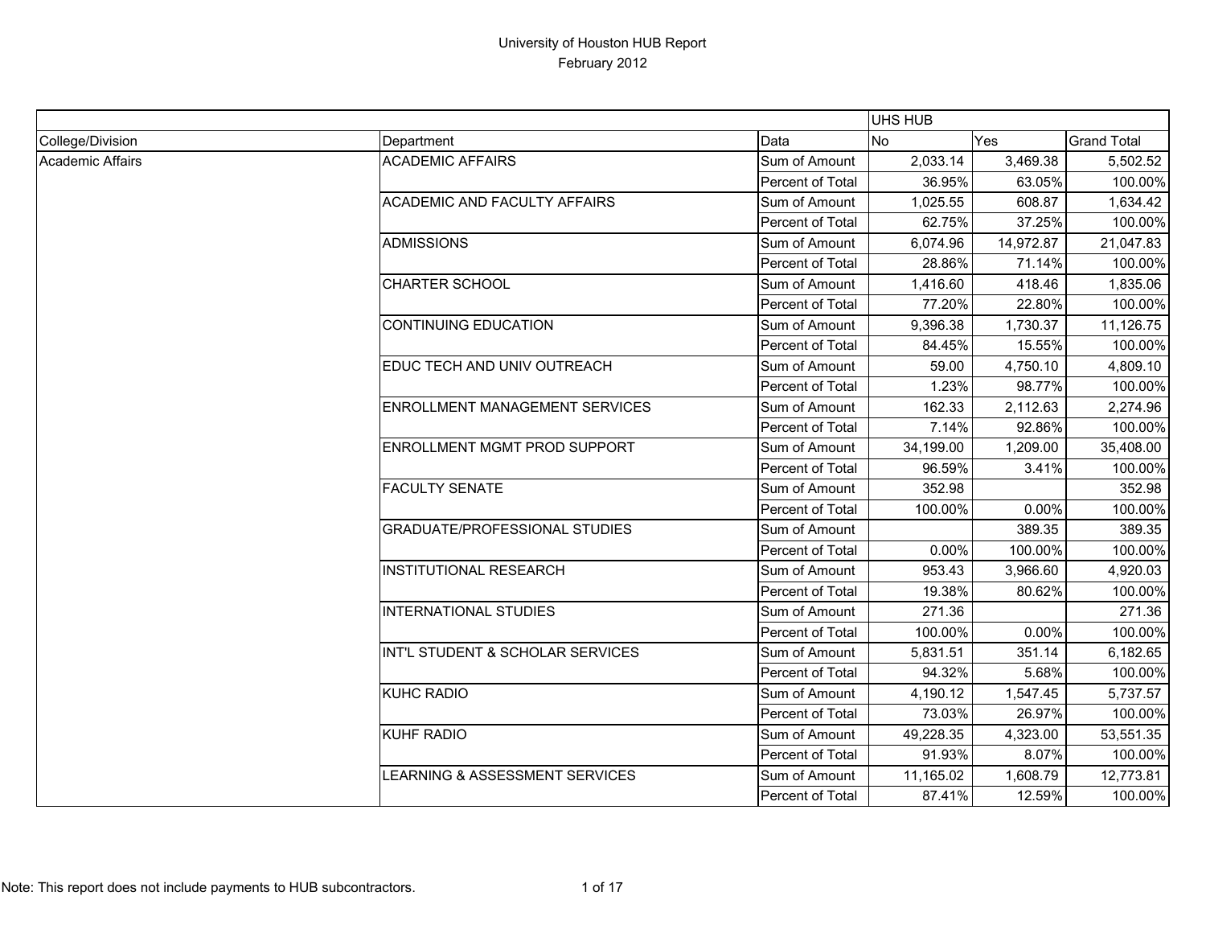# University of Houston HUB Report

## February 2012

| | | | UHS HUB | | |
|---|---|---|---|---|---|
| College/Division | Department | Data | No | Yes | Grand Total |
| Academic Affairs | ACADEMIC AFFAIRS | Sum of Amount | 2,033.14 | 3,469.38 | 5,502.52 |
| | | Percent of Total | 36.95% | 63.05% | 100.00% |
| | ACADEMIC AND FACULTY AFFAIRS | Sum of Amount | 1,025.55 | 608.87 | 1,634.42 |
| | | Percent of Total | 62.75% | 37.25% | 100.00% |
| | ADMISSIONS | Sum of Amount | 6,074.96 | 14,972.87 | 21,047.83 |
| | | Percent of Total | 28.86% | 71.14% | 100.00% |
| | CHARTER SCHOOL | Sum of Amount | 1,416.60 | 418.46 | 1,835.06 |
| | | Percent of Total | 77.20% | 22.80% | 100.00% |
| | CONTINUING EDUCATION | Sum of Amount | 9,396.38 | 1,730.37 | 11,126.75 |
| | | Percent of Total | 84.45% | 15.55% | 100.00% |
| | EDUC TECH AND UNIV OUTREACH | Sum of Amount | 59.00 | 4,750.10 | 4,809.10 |
| | | Percent of Total | 1.23% | 98.77% | 100.00% |
| | ENROLLMENT MANAGEMENT SERVICES | Sum of Amount | 162.33 | 2,112.63 | 2,274.96 |
| | | Percent of Total | 7.14% | 92.86% | 100.00% |
| | ENROLLMENT MGMT PROD SUPPORT | Sum of Amount | 34,199.00 | 1,209.00 | 35,408.00 |
| | | Percent of Total | 96.59% | 3.41% | 100.00% |
| | FACULTY SENATE | Sum of Amount | 352.98 | | 352.98 |
| | | Percent of Total | 100.00% | 0.00% | 100.00% |
| | GRADUATE/PROFESSIONAL STUDIES | Sum of Amount | | 389.35 | 389.35 |
| | | Percent of Total | 0.00% | 100.00% | 100.00% |
| | INSTITUTIONAL RESEARCH | Sum of Amount | 953.43 | 3,966.60 | 4,920.03 |
| | | Percent of Total | 19.38% | 80.62% | 100.00% |
| | INTERNATIONAL STUDIES | Sum of Amount | 271.36 | | 271.36 |
| | | Percent of Total | 100.00% | 0.00% | 100.00% |
| | INT'L STUDENT & SCHOLAR SERVICES | Sum of Amount | 5,831.51 | 351.14 | 6,182.65 |
| | | Percent of Total | 94.32% | 5.68% | 100.00% |
| | KUHC RADIO | Sum of Amount | 4,190.12 | 1,547.45 | 5,737.57 |
| | | Percent of Total | 73.03% | 26.97% | 100.00% |
| | KUHF RADIO | Sum of Amount | 49,228.35 | 4,323.00 | 53,551.35 |
| | | Percent of Total | 91.93% | 8.07% | 100.00% |
| | LEARNING & ASSESSMENT SERVICES | Sum of Amount | 11,165.02 | 1,608.79 | 12,773.81 |
| | | Percent of Total | 87.41% | 12.59% | 100.00% |

Note: This report does not include payments to HUB subcontractors.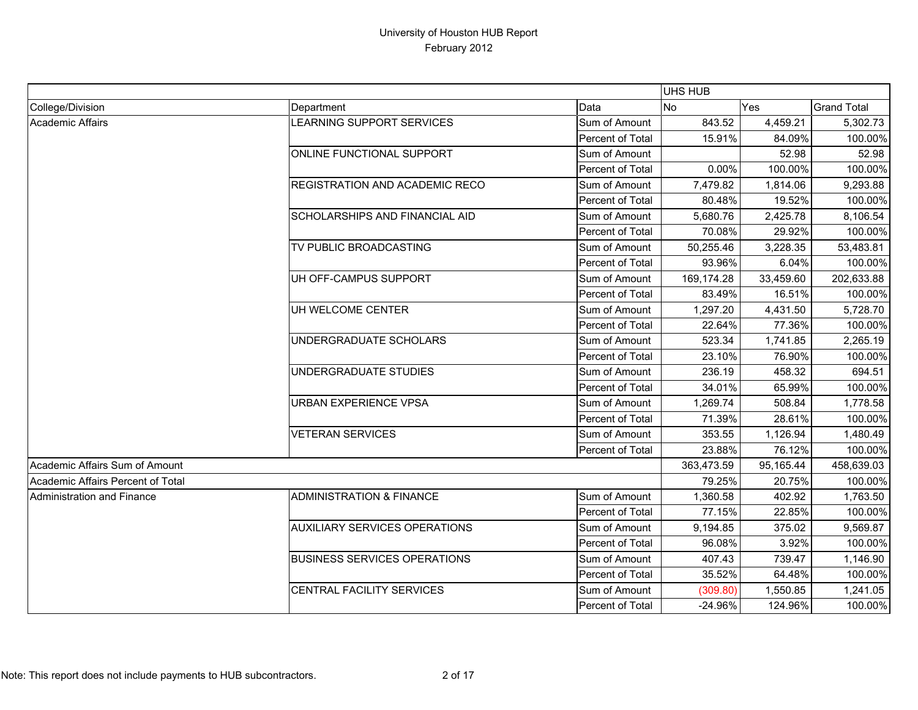# University of Houston HUB Report
## February 2012

| | | | UHS HUB | | |
|---|---|---|---|---|---|
| College/Division | Department | Data | No | Yes | Grand Total |
| Academic Affairs | LEARNING SUPPORT SERVICES | Sum of Amount | 843.52 | 4,459.21 | 5,302.73 |
| | | Percent of Total | 15.91% | 84.09% | 100.00% |
| | ONLINE FUNCTIONAL SUPPORT | Sum of Amount | | 52.98 | 52.98 |
| | | Percent of Total | 0.00% | 100.00% | 100.00% |
| | REGISTRATION AND ACADEMIC RECO | Sum of Amount | 7,479.82 | 1,814.06 | 9,293.88 |
| | | Percent of Total | 80.48% | 19.52% | 100.00% |
| | SCHOLARSHIPS AND FINANCIAL AID | Sum of Amount | 5,680.76 | 2,425.78 | 8,106.54 |
| | | Percent of Total | 70.08% | 29.92% | 100.00% |
| | TV PUBLIC BROADCASTING | Sum of Amount | 50,255.46 | 3,228.35 | 53,483.81 |
| | | Percent of Total | 93.96% | 6.04% | 100.00% |
| | UH OFF-CAMPUS SUPPORT | Sum of Amount | 169,174.28 | 33,459.60 | 202,633.88 |
| | | Percent of Total | 83.49% | 16.51% | 100.00% |
| | UH WELCOME CENTER | Sum of Amount | 1,297.20 | 4,431.50 | 5,728.70 |
| | | Percent of Total | 22.64% | 77.36% | 100.00% |
| | UNDERGRADUATE SCHOLARS | Sum of Amount | 523.34 | 1,741.85 | 2,265.19 |
| | | Percent of Total | 23.10% | 76.90% | 100.00% |
| | UNDERGRADUATE STUDIES | Sum of Amount | 236.19 | 458.32 | 694.51 |
| | | Percent of Total | 34.01% | 65.99% | 100.00% |
| | URBAN EXPERIENCE VPSA | Sum of Amount | 1,269.74 | 508.84 | 1,778.58 |
| | | Percent of Total | 71.39% | 28.61% | 100.00% |
| | VETERAN SERVICES | Sum of Amount | 353.55 | 1,126.94 | 1,480.49 |
| | | Percent of Total | 23.88% | 76.12% | 100.00% |
| Academic Affairs Sum of Amount | | | 363,473.59 | 95,165.44 | 458,639.03 |
| Academic Affairs Percent of Total | | | 79.25% | 20.75% | 100.00% |
| Administration and Finance | ADMINISTRATION & FINANCE | Sum of Amount | 1,360.58 | 402.92 | 1,763.50 |
| | | Percent of Total | 77.15% | 22.85% | 100.00% |
| | AUXILIARY SERVICES OPERATIONS | Sum of Amount | 9,194.85 | 375.02 | 9,569.87 |
| | | Percent of Total | 96.08% | 3.92% | 100.00% |
| | BUSINESS SERVICES OPERATIONS | Sum of Amount | 407.43 | 739.47 | 1,146.90 |
| | | Percent of Total | 35.52% | 64.48% | 100.00% |
| | CENTRAL FACILITY SERVICES | Sum of Amount | (309.80) | 1,550.85 | 1,241.05 |
| | | Percent of Total | -24.96% | 124.96% | 100.00% |

Note: This report does not include payments to HUB subcontractors.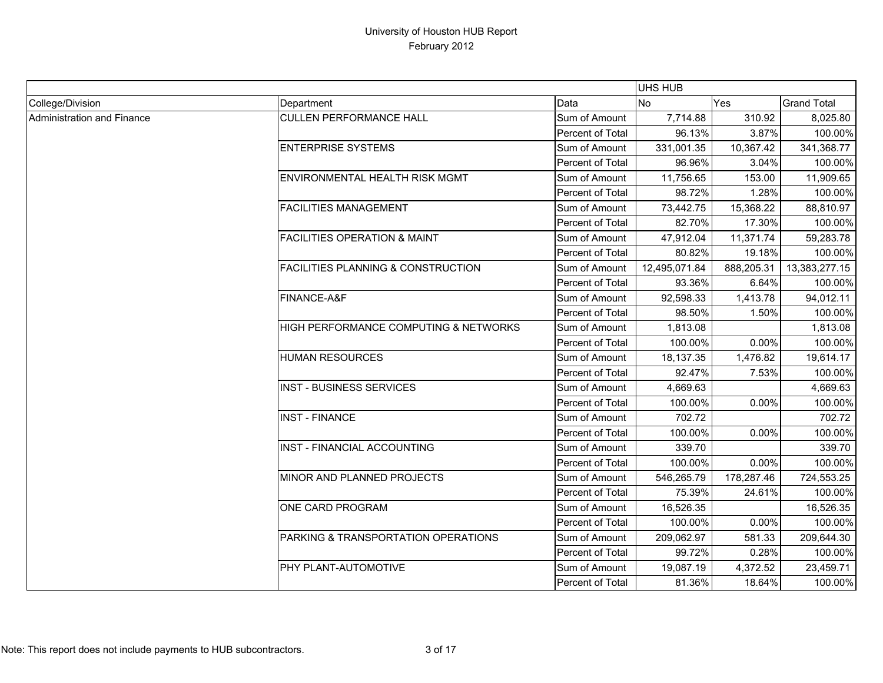University of Houston HUB Report
February 2012

| | | | UHS HUB | | |
|---|---|---|---|---|---|
| College/Division | Department | Data | No | Yes | Grand Total |
| Administration and Finance | CULLEN PERFORMANCE HALL | Sum of Amount | 7,714.88 | 310.92 | 8,025.80 |
| | | Percent of Total | 96.13% | 3.87% | 100.00% |
| | ENTERPRISE SYSTEMS | Sum of Amount | 331,001.35 | 10,367.42 | 341,368.77 |
| | | Percent of Total | 96.96% | 3.04% | 100.00% |
| | ENVIRONMENTAL HEALTH RISK MGMT | Sum of Amount | 11,756.65 | 153.00 | 11,909.65 |
| | | Percent of Total | 98.72% | 1.28% | 100.00% |
| | FACILITIES MANAGEMENT | Sum of Amount | 73,442.75 | 15,368.22 | 88,810.97 |
| | | Percent of Total | 82.70% | 17.30% | 100.00% |
| | FACILITIES OPERATION & MAINT | Sum of Amount | 47,912.04 | 11,371.74 | 59,283.78 |
| | | Percent of Total | 80.82% | 19.18% | 100.00% |
| | FACILITIES PLANNING & CONSTRUCTION | Sum of Amount | 12,495,071.84 | 888,205.31 | 13,383,277.15 |
| | | Percent of Total | 93.36% | 6.64% | 100.00% |
| | FINANCE-A&F | Sum of Amount | 92,598.33 | 1,413.78 | 94,012.11 |
| | | Percent of Total | 98.50% | 1.50% | 100.00% |
| | HIGH PERFORMANCE COMPUTING & NETWORKS | Sum of Amount | 1,813.08 | | 1,813.08 |
| | | Percent of Total | 100.00% | 0.00% | 100.00% |
| | HUMAN RESOURCES | Sum of Amount | 18,137.35 | 1,476.82 | 19,614.17 |
| | | Percent of Total | 92.47% | 7.53% | 100.00% |
| | INST - BUSINESS SERVICES | Sum of Amount | 4,669.63 | | 4,669.63 |
| | | Percent of Total | 100.00% | 0.00% | 100.00% |
| | INST - FINANCE | Sum of Amount | 702.72 | | 702.72 |
| | | Percent of Total | 100.00% | 0.00% | 100.00% |
| | INST - FINANCIAL ACCOUNTING | Sum of Amount | 339.70 | | 339.70 |
| | | Percent of Total | 100.00% | 0.00% | 100.00% |
| | MINOR AND PLANNED PROJECTS | Sum of Amount | 546,265.79 | 178,287.46 | 724,553.25 |
| | | Percent of Total | 75.39% | 24.61% | 100.00% |
| | ONE CARD PROGRAM | Sum of Amount | 16,526.35 | | 16,526.35 |
| | | Percent of Total | 100.00% | 0.00% | 100.00% |
| | PARKING & TRANSPORTATION OPERATIONS | Sum of Amount | 209,062.97 | 581.33 | 209,644.30 |
| | | Percent of Total | 99.72% | 0.28% | 100.00% |
| | PHY PLANT-AUTOMOTIVE | Sum of Amount | 19,087.19 | 4,372.52 | 23,459.71 |
| | | Percent of Total | 81.36% | 18.64% | 100.00% |

Note: This report does not include payments to HUB subcontractors.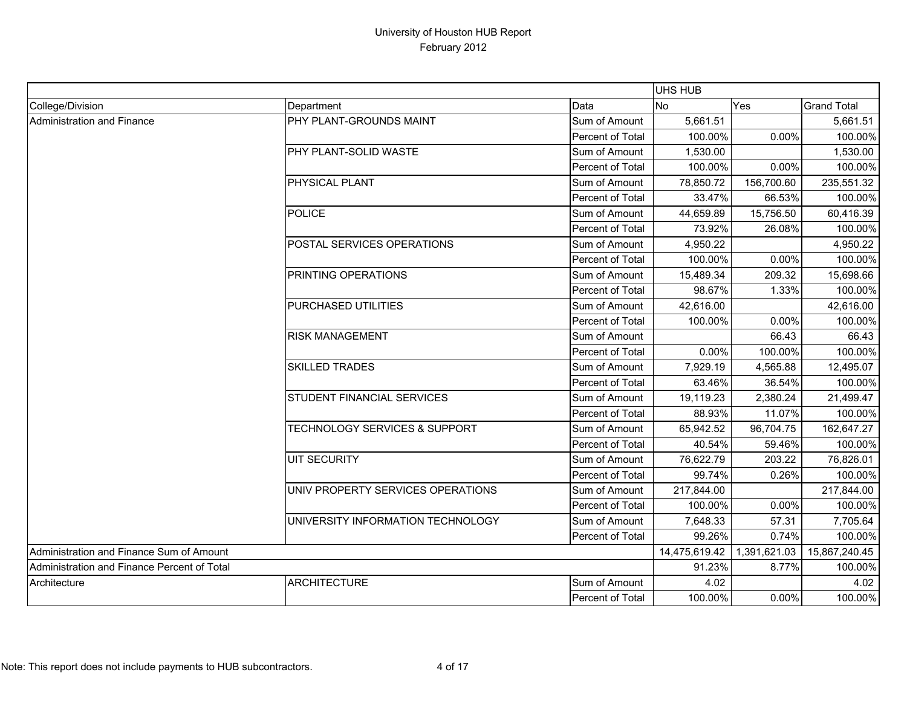# University of Houston HUB Report

February 2012

| | | | UHS HUB | | |
|---|---|---|---|---|---|
| College/Division | Department | Data | No | Yes | Grand Total |
| Administration and Finance | PHY PLANT-GROUNDS MAINT | Sum of Amount | 5,661.51 | | 5,661.51 |
| | | Percent of Total | 100.00% | 0.00% | 100.00% |
| | PHY PLANT-SOLID WASTE | Sum of Amount | 1,530.00 | | 1,530.00 |
| | | Percent of Total | 100.00% | 0.00% | 100.00% |
| | PHYSICAL PLANT | Sum of Amount | 78,850.72 | 156,700.60 | 235,551.32 |
| | | Percent of Total | 33.47% | 66.53% | 100.00% |
| | POLICE | Sum of Amount | 44,659.89 | 15,756.50 | 60,416.39 |
| | | Percent of Total | 73.92% | 26.08% | 100.00% |
| | POSTAL SERVICES OPERATIONS | Sum of Amount | 4,950.22 | | 4,950.22 |
| | | Percent of Total | 100.00% | 0.00% | 100.00% |
| | PRINTING OPERATIONS | Sum of Amount | 15,489.34 | 209.32 | 15,698.66 |
| | | Percent of Total | 98.67% | 1.33% | 100.00% |
| | PURCHASED UTILITIES | Sum of Amount | 42,616.00 | | 42,616.00 |
| | | Percent of Total | 100.00% | 0.00% | 100.00% |
| | RISK MANAGEMENT | Sum of Amount | | 66.43 | 66.43 |
| | | Percent of Total | 0.00% | 100.00% | 100.00% |
| | SKILLED TRADES | Sum of Amount | 7,929.19 | 4,565.88 | 12,495.07 |
| | | Percent of Total | 63.46% | 36.54% | 100.00% |
| | STUDENT FINANCIAL SERVICES | Sum of Amount | 19,119.23 | 2,380.24 | 21,499.47 |
| | | Percent of Total | 88.93% | 11.07% | 100.00% |
| | TECHNOLOGY SERVICES & SUPPORT | Sum of Amount | 65,942.52 | 96,704.75 | 162,647.27 |
| | | Percent of Total | 40.54% | 59.46% | 100.00% |
| | UIT SECURITY | Sum of Amount | 76,622.79 | 203.22 | 76,826.01 |
| | | Percent of Total | 99.74% | 0.26% | 100.00% |
| | UNIV PROPERTY SERVICES OPERATIONS | Sum of Amount | 217,844.00 | | 217,844.00 |
| | | Percent of Total | 100.00% | 0.00% | 100.00% |
| | UNIVERSITY INFORMATION TECHNOLOGY | Sum of Amount | 7,648.33 | 57.31 | 7,705.64 |
| | | Percent of Total | 99.26% | 0.74% | 100.00% |
| Administration and Finance Sum of Amount | | | 14,475,619.42 | 1,391,621.03 | 15,867,240.45 |
| Administration and Finance Percent of Total | | | 91.23% | 8.77% | 100.00% |
| Architecture | ARCHITECTURE | Sum of Amount | 4.02 | | 4.02 |
| | | Percent of Total | 100.00% | 0.00% | 100.00% |

Note: This report does not include payments to HUB subcontractors.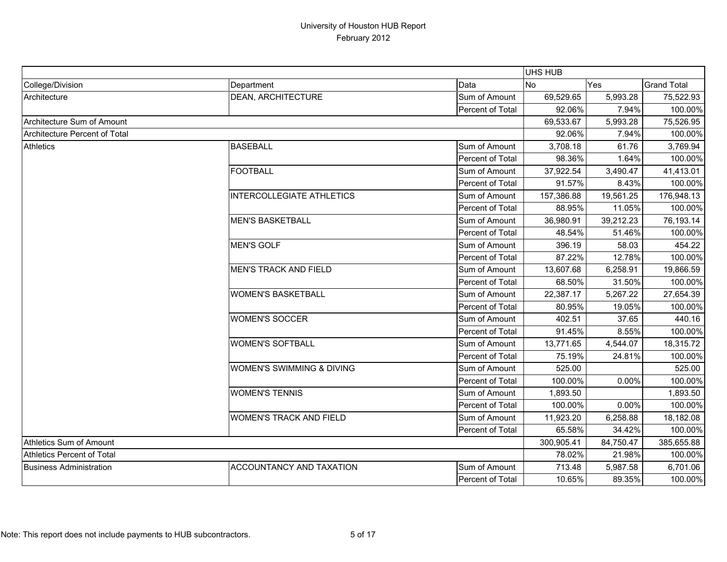# University of Houston HUB Report
## February 2012

| | | | UHS HUB | | |
|---|---|---|---|---|---|
| College/Division | Department | Data | No | Yes | Grand Total |
| Architecture | DEAN, ARCHITECTURE | Sum of Amount | 69,529.65 | 5,993.28 | 75,522.93 |
| | | Percent of Total | 92.06% | 7.94% | 100.00% |
| Architecture Sum of Amount | | | 69,533.67 | 5,993.28 | 75,526.95 |
| Architecture Percent of Total | | | 92.06% | 7.94% | 100.00% |
| Athletics | BASEBALL | Sum of Amount | 3,708.18 | 61.76 | 3,769.94 |
| | | Percent of Total | 98.36% | 1.64% | 100.00% |
| | FOOTBALL | Sum of Amount | 37,922.54 | 3,490.47 | 41,413.01 |
| | | Percent of Total | 91.57% | 8.43% | 100.00% |
| | INTERCOLLEGIATE ATHLETICS | Sum of Amount | 157,386.88 | 19,561.25 | 176,948.13 |
| | | Percent of Total | 88.95% | 11.05% | 100.00% |
| | MEN'S BASKETBALL | Sum of Amount | 36,980.91 | 39,212.23 | 76,193.14 |
| | | Percent of Total | 48.54% | 51.46% | 100.00% |
| | MEN'S GOLF | Sum of Amount | 396.19 | 58.03 | 454.22 |
| | | Percent of Total | 87.22% | 12.78% | 100.00% |
| | MEN'S TRACK AND FIELD | Sum of Amount | 13,607.68 | 6,258.91 | 19,866.59 |
| | | Percent of Total | 68.50% | 31.50% | 100.00% |
| | WOMEN'S BASKETBALL | Sum of Amount | 22,387.17 | 5,267.22 | 27,654.39 |
| | | Percent of Total | 80.95% | 19.05% | 100.00% |
| | WOMEN'S SOCCER | Sum of Amount | 402.51 | 37.65 | 440.16 |
| | | Percent of Total | 91.45% | 8.55% | 100.00% |
| | WOMEN'S SOFTBALL | Sum of Amount | 13,771.65 | 4,544.07 | 18,315.72 |
| | | Percent of Total | 75.19% | 24.81% | 100.00% |
| | WOMEN'S SWIMMING & DIVING | Sum of Amount | 525.00 | | 525.00 |
| | | Percent of Total | 100.00% | 0.00% | 100.00% |
| | WOMEN'S TENNIS | Sum of Amount | 1,893.50 | | 1,893.50 |
| | | Percent of Total | 100.00% | 0.00% | 100.00% |
| | WOMEN'S TRACK AND FIELD | Sum of Amount | 11,923.20 | 6,258.88 | 18,182.08 |
| | | Percent of Total | 65.58% | 34.42% | 100.00% |
| Athletics Sum of Amount | | | 300,905.41 | 84,750.47 | 385,655.88 |
| Athletics Percent of Total | | | 78.02% | 21.98% | 100.00% |
| Business Administration | ACCOUNTANCY AND TAXATION | Sum of Amount | 713.48 | 5,987.58 | 6,701.06 |
| | | Percent of Total | 10.65% | 89.35% | 100.00% |

Note: This report does not include payments to HUB subcontractors.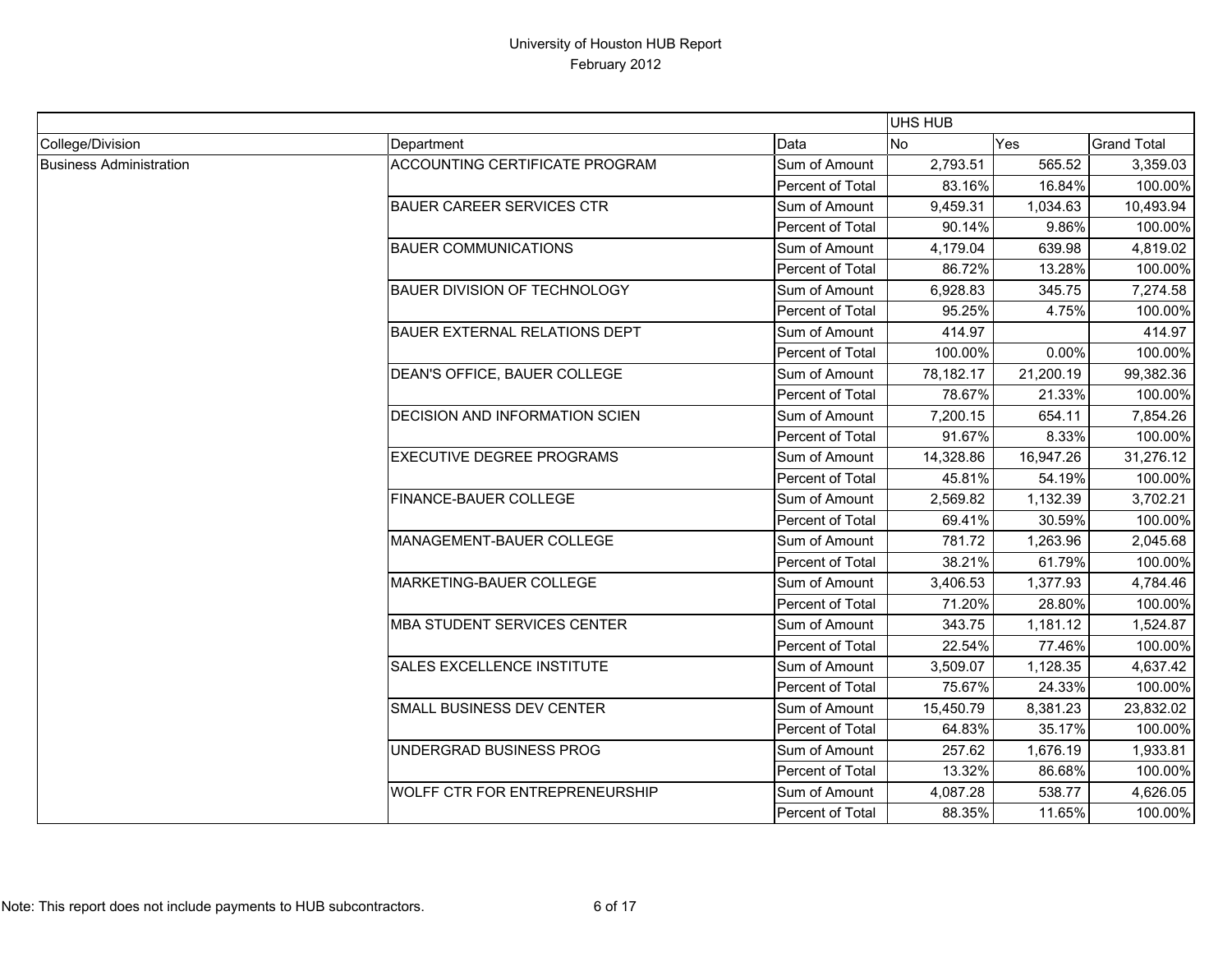University of Houston HUB Report
February 2012

| | | | UHS HUB | | |
|---|---|---|---|---|---|
| College/Division | Department | Data | No | Yes | Grand Total |
| Business Administration | ACCOUNTING CERTIFICATE PROGRAM | Sum of Amount | 2,793.51 | 565.52 | 3,359.03 |
| | | Percent of Total | 83.16% | 16.84% | 100.00% |
| | BAUER CAREER SERVICES CTR | Sum of Amount | 9,459.31 | 1,034.63 | 10,493.94 |
| | | Percent of Total | 90.14% | 9.86% | 100.00% |
| | BAUER COMMUNICATIONS | Sum of Amount | 4,179.04 | 639.98 | 4,819.02 |
| | | Percent of Total | 86.72% | 13.28% | 100.00% |
| | BAUER DIVISION OF TECHNOLOGY | Sum of Amount | 6,928.83 | 345.75 | 7,274.58 |
| | | Percent of Total | 95.25% | 4.75% | 100.00% |
| | BAUER EXTERNAL RELATIONS DEPT | Sum of Amount | 414.97 | | 414.97 |
| | | Percent of Total | 100.00% | 0.00% | 100.00% |
| | DEAN'S OFFICE, BAUER COLLEGE | Sum of Amount | 78,182.17 | 21,200.19 | 99,382.36 |
| | | Percent of Total | 78.67% | 21.33% | 100.00% |
| | DECISION AND INFORMATION SCIEN | Sum of Amount | 7,200.15 | 654.11 | 7,854.26 |
| | | Percent of Total | 91.67% | 8.33% | 100.00% |
| | EXECUTIVE DEGREE PROGRAMS | Sum of Amount | 14,328.86 | 16,947.26 | 31,276.12 |
| | | Percent of Total | 45.81% | 54.19% | 100.00% |
| | FINANCE-BAUER COLLEGE | Sum of Amount | 2,569.82 | 1,132.39 | 3,702.21 |
| | | Percent of Total | 69.41% | 30.59% | 100.00% |
| | MANAGEMENT-BAUER COLLEGE | Sum of Amount | 781.72 | 1,263.96 | 2,045.68 |
| | | Percent of Total | 38.21% | 61.79% | 100.00% |
| | MARKETING-BAUER COLLEGE | Sum of Amount | 3,406.53 | 1,377.93 | 4,784.46 |
| | | Percent of Total | 71.20% | 28.80% | 100.00% |
| | MBA STUDENT SERVICES CENTER | Sum of Amount | 343.75 | 1,181.12 | 1,524.87 |
| | | Percent of Total | 22.54% | 77.46% | 100.00% |
| | SALES EXCELLENCE INSTITUTE | Sum of Amount | 3,509.07 | 1,128.35 | 4,637.42 |
| | | Percent of Total | 75.67% | 24.33% | 100.00% |
| | SMALL BUSINESS DEV CENTER | Sum of Amount | 15,450.79 | 8,381.23 | 23,832.02 |
| | | Percent of Total | 64.83% | 35.17% | 100.00% |
| | UNDERGRAD BUSINESS PROG | Sum of Amount | 257.62 | 1,676.19 | 1,933.81 |
| | | Percent of Total | 13.32% | 86.68% | 100.00% |
| | WOLFF CTR FOR ENTREPRENEURSHIP | Sum of Amount | 4,087.28 | 538.77 | 4,626.05 |
| | | Percent of Total | 88.35% | 11.65% | 100.00% |

Note: This report does not include payments to HUB subcontractors.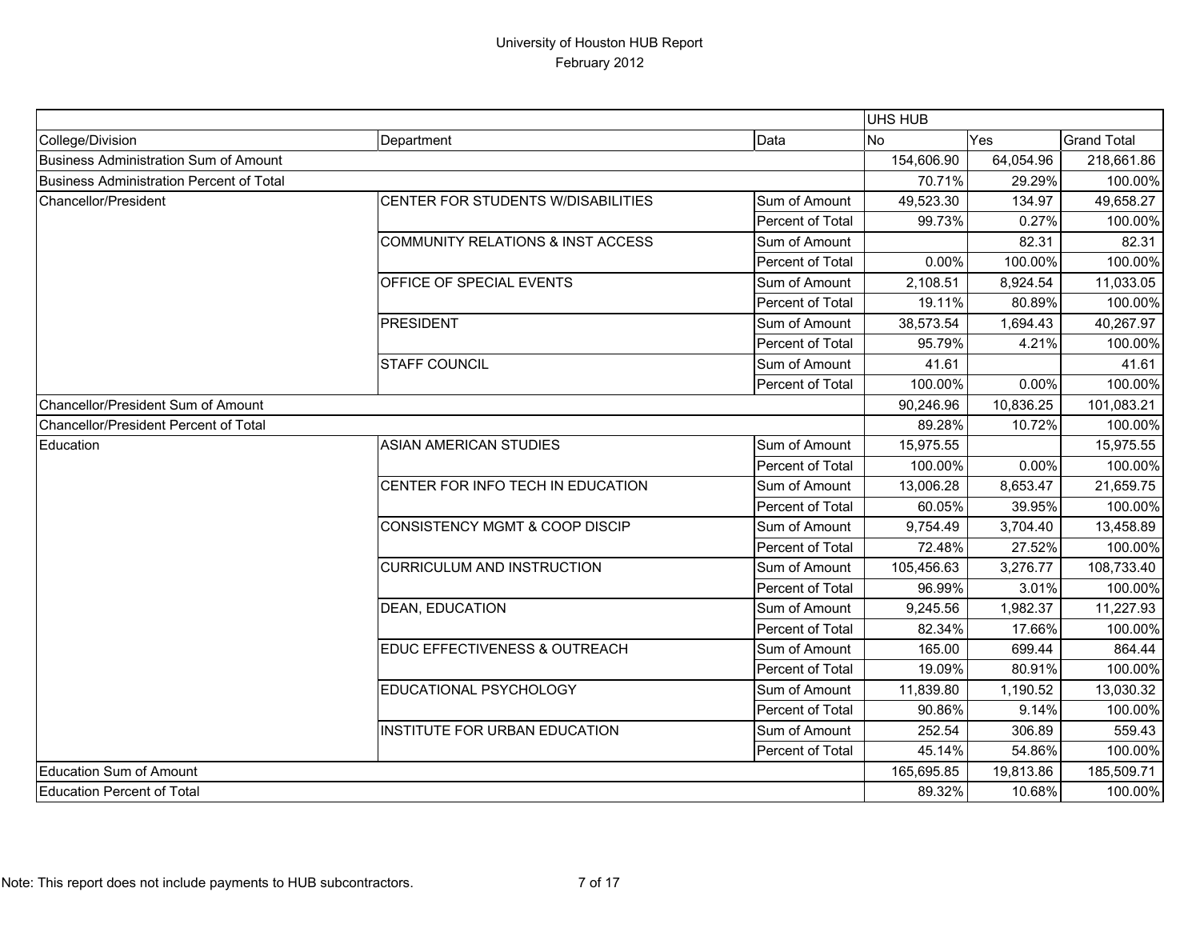# University of Houston HUB Report
## February 2012

| | | | UHS HUB | | |
|---|---|---|---|---|---|
| College/Division | Department | Data | No | Yes | Grand Total |
| Business Administration Sum of Amount | | | 154,606.90 | 64,054.96 | 218,661.86 |
| Business Administration Percent of Total | | | 70.71% | 29.29% | 100.00% |
| Chancellor/President | CENTER FOR STUDENTS W/DISABILITIES | Sum of Amount | 49,523.30 | 134.97 | 49,658.27 |
| | | Percent of Total | 99.73% | 0.27% | 100.00% |
| | COMMUNITY RELATIONS & INST ACCESS | Sum of Amount | | 82.31 | 82.31 |
| | | Percent of Total | 0.00% | 100.00% | 100.00% |
| | OFFICE OF SPECIAL EVENTS | Sum of Amount | 2,108.51 | 8,924.54 | 11,033.05 |
| | | Percent of Total | 19.11% | 80.89% | 100.00% |
| | PRESIDENT | Sum of Amount | 38,573.54 | 1,694.43 | 40,267.97 |
| | | Percent of Total | 95.79% | 4.21% | 100.00% |
| | STAFF COUNCIL | Sum of Amount | 41.61 | | 41.61 |
| | | Percent of Total | 100.00% | 0.00% | 100.00% |
| Chancellor/President Sum of Amount | | | 90,246.96 | 10,836.25 | 101,083.21 |
| Chancellor/President Percent of Total | | | 89.28% | 10.72% | 100.00% |
| Education | ASIAN AMERICAN STUDIES | Sum of Amount | 15,975.55 | | 15,975.55 |
| | | Percent of Total | 100.00% | 0.00% | 100.00% |
| | CENTER FOR INFO TECH IN EDUCATION | Sum of Amount | 13,006.28 | 8,653.47 | 21,659.75 |
| | | Percent of Total | 60.05% | 39.95% | 100.00% |
| | CONSISTENCY MGMT & COOP DISCIP | Sum of Amount | 9,754.49 | 3,704.40 | 13,458.89 |
| | | Percent of Total | 72.48% | 27.52% | 100.00% |
| | CURRICULUM AND INSTRUCTION | Sum of Amount | 105,456.63 | 3,276.77 | 108,733.40 |
| | | Percent of Total | 96.99% | 3.01% | 100.00% |
| | DEAN, EDUCATION | Sum of Amount | 9,245.56 | 1,982.37 | 11,227.93 |
| | | Percent of Total | 82.34% | 17.66% | 100.00% |
| | EDUC EFFECTIVENESS & OUTREACH | Sum of Amount | 165.00 | 699.44 | 864.44 |
| | | Percent of Total | 19.09% | 80.91% | 100.00% |
| | EDUCATIONAL PSYCHOLOGY | Sum of Amount | 11,839.80 | 1,190.52 | 13,030.32 |
| | | Percent of Total | 90.86% | 9.14% | 100.00% |
| | INSTITUTE FOR URBAN EDUCATION | Sum of Amount | 252.54 | 306.89 | 559.43 |
| | | Percent of Total | 45.14% | 54.86% | 100.00% |
| Education Sum of Amount | | | 165,695.85 | 19,813.86 | 185,509.71 |
| Education Percent of Total | | | 89.32% | 10.68% | 100.00% |

Note: This report does not include payments to HUB subcontractors.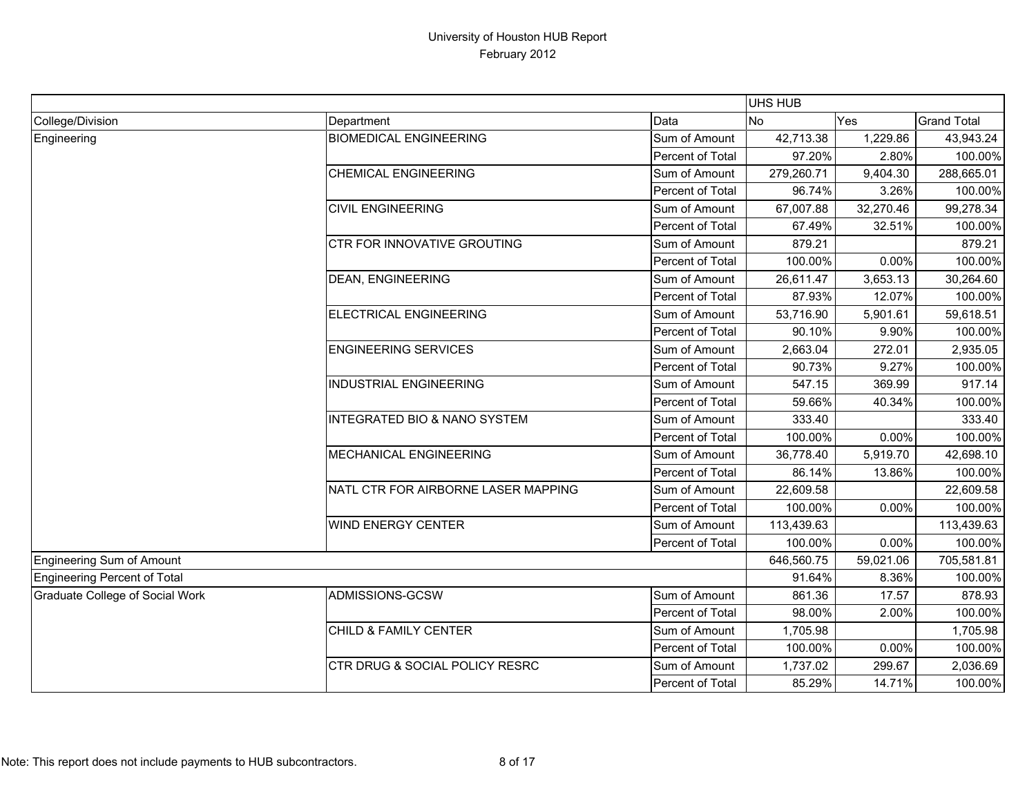# University of Houston HUB Report
February 2012

| | | | UHS HUB | | |
|---|---|---|---|---|---|
| College/Division | Department | Data | No | Yes | Grand Total |
| Engineering | BIOMEDICAL ENGINEERING | Sum of Amount | 42,713.38 | 1,229.86 | 43,943.24 |
| | | Percent of Total | 97.20% | 2.80% | 100.00% |
| | CHEMICAL ENGINEERING | Sum of Amount | 279,260.71 | 9,404.30 | 288,665.01 |
| | | Percent of Total | 96.74% | 3.26% | 100.00% |
| | CIVIL ENGINEERING | Sum of Amount | 67,007.88 | 32,270.46 | 99,278.34 |
| | | Percent of Total | 67.49% | 32.51% | 100.00% |
| | CTR FOR INNOVATIVE GROUTING | Sum of Amount | 879.21 | | 879.21 |
| | | Percent of Total | 100.00% | 0.00% | 100.00% |
| | DEAN, ENGINEERING | Sum of Amount | 26,611.47 | 3,653.13 | 30,264.60 |
| | | Percent of Total | 87.93% | 12.07% | 100.00% |
| | ELECTRICAL ENGINEERING | Sum of Amount | 53,716.90 | 5,901.61 | 59,618.51 |
| | | Percent of Total | 90.10% | 9.90% | 100.00% |
| | ENGINEERING SERVICES | Sum of Amount | 2,663.04 | 272.01 | 2,935.05 |
| | | Percent of Total | 90.73% | 9.27% | 100.00% |
| | INDUSTRIAL ENGINEERING | Sum of Amount | 547.15 | 369.99 | 917.14 |
| | | Percent of Total | 59.66% | 40.34% | 100.00% |
| | INTEGRATED BIO & NANO SYSTEM | Sum of Amount | 333.40 | | 333.40 |
| | | Percent of Total | 100.00% | 0.00% | 100.00% |
| | MECHANICAL ENGINEERING | Sum of Amount | 36,778.40 | 5,919.70 | 42,698.10 |
| | | Percent of Total | 86.14% | 13.86% | 100.00% |
| | NATL CTR FOR AIRBORNE LASER MAPPING | Sum of Amount | 22,609.58 | | 22,609.58 |
| | | Percent of Total | 100.00% | 0.00% | 100.00% |
| | WIND ENERGY CENTER | Sum of Amount | 113,439.63 | | 113,439.63 |
| | | Percent of Total | 100.00% | 0.00% | 100.00% |
| Engineering Sum of Amount | | | 646,560.75 | 59,021.06 | 705,581.81 |
| Engineering Percent of Total | | | 91.64% | 8.36% | 100.00% |
| Graduate College of Social Work | ADMISSIONS-GCSW | Sum of Amount | 861.36 | 17.57 | 878.93 |
| | | Percent of Total | 98.00% | 2.00% | 100.00% |
| | CHILD & FAMILY CENTER | Sum of Amount | 1,705.98 | | 1,705.98 |
| | | Percent of Total | 100.00% | 0.00% | 100.00% |
| | CTR DRUG & SOCIAL POLICY RESRC | Sum of Amount | 1,737.02 | 299.67 | 2,036.69 |
| | | Percent of Total | 85.29% | 14.71% | 100.00% |

Note: This report does not include payments to HUB subcontractors.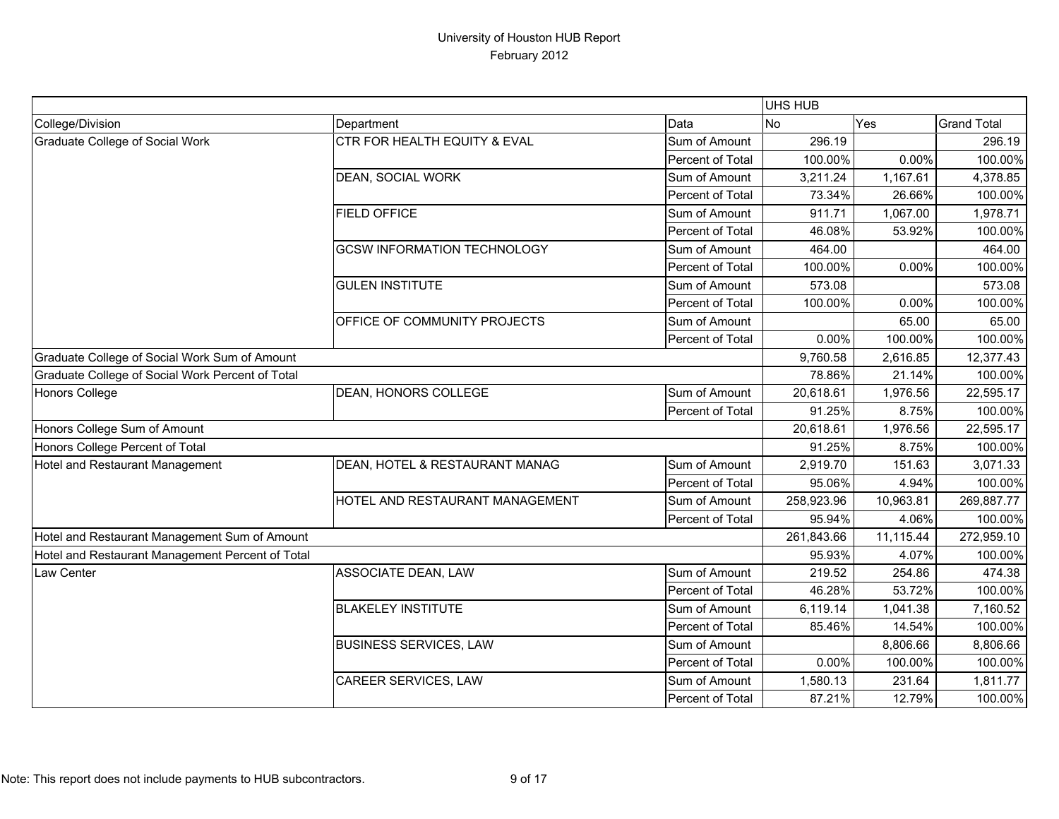# University of Houston HUB Report
February 2012

| | | | UHS HUB | | |
|---|---|---|---|---|---|
| College/Division | Department | Data | No | Yes | Grand Total |
| Graduate College of Social Work | CTR FOR HEALTH EQUITY & EVAL | Sum of Amount | 296.19 | | 296.19 |
| | | Percent of Total | 100.00% | 0.00% | 100.00% |
| | DEAN, SOCIAL WORK | Sum of Amount | 3,211.24 | 1,167.61 | 4,378.85 |
| | | Percent of Total | 73.34% | 26.66% | 100.00% |
| | FIELD OFFICE | Sum of Amount | 911.71 | 1,067.00 | 1,978.71 |
| | | Percent of Total | 46.08% | 53.92% | 100.00% |
| | GCSW INFORMATION TECHNOLOGY | Sum of Amount | 464.00 | | 464.00 |
| | | Percent of Total | 100.00% | 0.00% | 100.00% |
| | GULEN INSTITUTE | Sum of Amount | 573.08 | | 573.08 |
| | | Percent of Total | 100.00% | 0.00% | 100.00% |
| | OFFICE OF COMMUNITY PROJECTS | Sum of Amount | | 65.00 | 65.00 |
| | | Percent of Total | 0.00% | 100.00% | 100.00% |
| Graduate College of Social Work Sum of Amount | | | 9,760.58 | 2,616.85 | 12,377.43 |
| Graduate College of Social Work Percent of Total | | | 78.86% | 21.14% | 100.00% |
| Honors College | DEAN, HONORS COLLEGE | Sum of Amount | 20,618.61 | 1,976.56 | 22,595.17 |
| | | Percent of Total | 91.25% | 8.75% | 100.00% |
| Honors College Sum of Amount | | | 20,618.61 | 1,976.56 | 22,595.17 |
| Honors College Percent of Total | | | 91.25% | 8.75% | 100.00% |
| Hotel and Restaurant Management | DEAN, HOTEL & RESTAURANT MANAG | Sum of Amount | 2,919.70 | 151.63 | 3,071.33 |
| | | Percent of Total | 95.06% | 4.94% | 100.00% |
| | HOTEL AND RESTAURANT MANAGEMENT | Sum of Amount | 258,923.96 | 10,963.81 | 269,887.77 |
| | | Percent of Total | 95.94% | 4.06% | 100.00% |
| Hotel and Restaurant Management Sum of Amount | | | 261,843.66 | 11,115.44 | 272,959.10 |
| Hotel and Restaurant Management Percent of Total | | | 95.93% | 4.07% | 100.00% |
| Law Center | ASSOCIATE DEAN, LAW | Sum of Amount | 219.52 | 254.86 | 474.38 |
| | | Percent of Total | 46.28% | 53.72% | 100.00% |
| | BLAKELEY INSTITUTE | Sum of Amount | 6,119.14 | 1,041.38 | 7,160.52 |
| | | Percent of Total | 85.46% | 14.54% | 100.00% |
| | BUSINESS SERVICES, LAW | Sum of Amount | | 8,806.66 | 8,806.66 |
| | | Percent of Total | 0.00% | 100.00% | 100.00% |
| | CAREER SERVICES, LAW | Sum of Amount | 1,580.13 | 231.64 | 1,811.77 |
| | | Percent of Total | 87.21% | 12.79% | 100.00% |

Note: This report does not include payments to HUB subcontractors.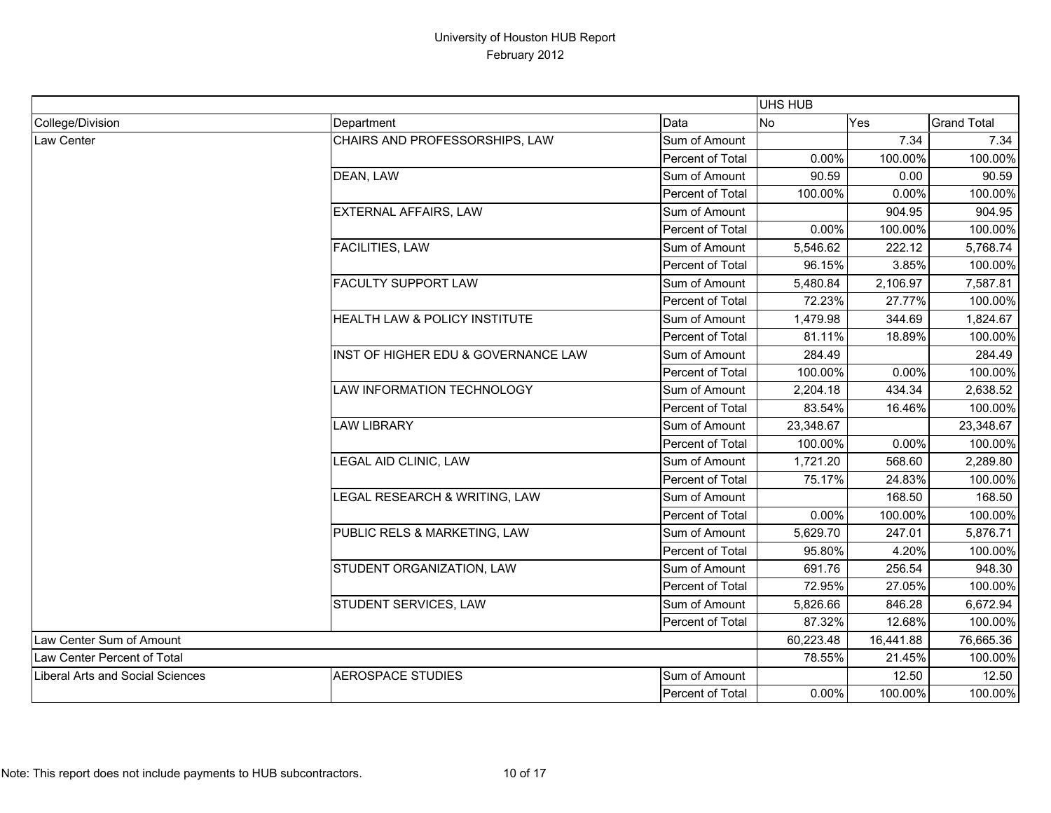# University of Houston HUB Report
## February 2012

| | | | UHS HUB | | |
|---|---|---|---|---|---|
| College/Division | Department | Data | No | Yes | Grand Total |
| Law Center | CHAIRS AND PROFESSORSHIPS, LAW | Sum of Amount | | 7.34 | 7.34 |
| | | Percent of Total | 0.00% | 100.00% | 100.00% |
| | DEAN, LAW | Sum of Amount | 90.59 | 0.00 | 90.59 |
| | | Percent of Total | 100.00% | 0.00% | 100.00% |
| | EXTERNAL AFFAIRS, LAW | Sum of Amount | | 904.95 | 904.95 |
| | | Percent of Total | 0.00% | 100.00% | 100.00% |
| | FACILITIES, LAW | Sum of Amount | 5,546.62 | 222.12 | 5,768.74 |
| | | Percent of Total | 96.15% | 3.85% | 100.00% |
| | FACULTY SUPPORT LAW | Sum of Amount | 5,480.84 | 2,106.97 | 7,587.81 |
| | | Percent of Total | 72.23% | 27.77% | 100.00% |
| | HEALTH LAW & POLICY INSTITUTE | Sum of Amount | 1,479.98 | 344.69 | 1,824.67 |
| | | Percent of Total | 81.11% | 18.89% | 100.00% |
| | INST OF HIGHER EDU & GOVERNANCE LAW | Sum of Amount | 284.49 | | 284.49 |
| | | Percent of Total | 100.00% | 0.00% | 100.00% |
| | LAW INFORMATION TECHNOLOGY | Sum of Amount | 2,204.18 | 434.34 | 2,638.52 |
| | | Percent of Total | 83.54% | 16.46% | 100.00% |
| | LAW LIBRARY | Sum of Amount | 23,348.67 | | 23,348.67 |
| | | Percent of Total | 100.00% | 0.00% | 100.00% |
| | LEGAL AID CLINIC, LAW | Sum of Amount | 1,721.20 | 568.60 | 2,289.80 |
| | | Percent of Total | 75.17% | 24.83% | 100.00% |
| | LEGAL RESEARCH & WRITING, LAW | Sum of Amount | | 168.50 | 168.50 |
| | | Percent of Total | 0.00% | 100.00% | 100.00% |
| | PUBLIC RELS & MARKETING, LAW | Sum of Amount | 5,629.70 | 247.01 | 5,876.71 |
| | | Percent of Total | 95.80% | 4.20% | 100.00% |
| | STUDENT ORGANIZATION, LAW | Sum of Amount | 691.76 | 256.54 | 948.30 |
| | | Percent of Total | 72.95% | 27.05% | 100.00% |
| | STUDENT SERVICES, LAW | Sum of Amount | 5,826.66 | 846.28 | 6,672.94 |
| | | Percent of Total | 87.32% | 12.68% | 100.00% |
| Law Center Sum of Amount | | | 60,223.48 | 16,441.88 | 76,665.36 |
| Law Center Percent of Total | | | 78.55% | 21.45% | 100.00% |
| Liberal Arts and Social Sciences | AEROSPACE STUDIES | Sum of Amount | | 12.50 | 12.50 |
| | | Percent of Total | 0.00% | 100.00% | 100.00% |

Note: This report does not include payments to HUB subcontractors.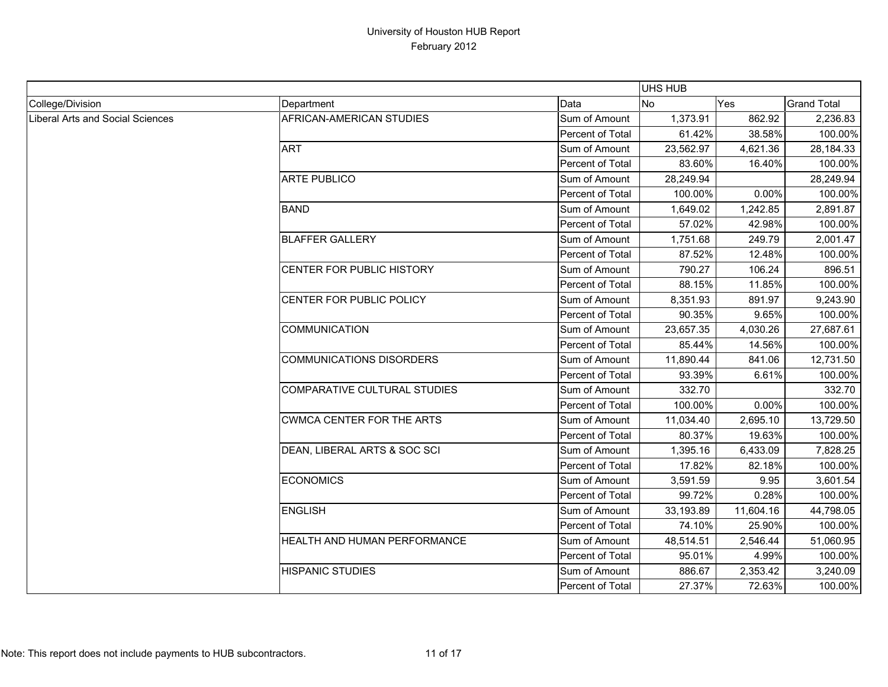# University of Houston HUB Report
## February 2012

| | | | UHS HUB | | |
|---|---|---|---|---|---|
| College/Division | Department | Data | No | Yes | Grand Total |
| Liberal Arts and Social Sciences | AFRICAN-AMERICAN STUDIES | Sum of Amount | 1,373.91 | 862.92 | 2,236.83 |
| | | Percent of Total | 61.42% | 38.58% | 100.00% |
| | ART | Sum of Amount | 23,562.97 | 4,621.36 | 28,184.33 |
| | | Percent of Total | 83.60% | 16.40% | 100.00% |
| | ARTE PUBLICO | Sum of Amount | 28,249.94 | | 28,249.94 |
| | | Percent of Total | 100.00% | 0.00% | 100.00% |
| | BAND | Sum of Amount | 1,649.02 | 1,242.85 | 2,891.87 |
| | | Percent of Total | 57.02% | 42.98% | 100.00% |
| | BLAFFER GALLERY | Sum of Amount | 1,751.68 | 249.79 | 2,001.47 |
| | | Percent of Total | 87.52% | 12.48% | 100.00% |
| | CENTER FOR PUBLIC HISTORY | Sum of Amount | 790.27 | 106.24 | 896.51 |
| | | Percent of Total | 88.15% | 11.85% | 100.00% |
| | CENTER FOR PUBLIC POLICY | Sum of Amount | 8,351.93 | 891.97 | 9,243.90 |
| | | Percent of Total | 90.35% | 9.65% | 100.00% |
| | COMMUNICATION | Sum of Amount | 23,657.35 | 4,030.26 | 27,687.61 |
| | | Percent of Total | 85.44% | 14.56% | 100.00% |
| | COMMUNICATIONS DISORDERS | Sum of Amount | 11,890.44 | 841.06 | 12,731.50 |
| | | Percent of Total | 93.39% | 6.61% | 100.00% |
| | COMPARATIVE CULTURAL STUDIES | Sum of Amount | 332.70 | | 332.70 |
| | | Percent of Total | 100.00% | 0.00% | 100.00% |
| | CWMCA CENTER FOR THE ARTS | Sum of Amount | 11,034.40 | 2,695.10 | 13,729.50 |
| | | Percent of Total | 80.37% | 19.63% | 100.00% |
| | DEAN, LIBERAL ARTS & SOC SCI | Sum of Amount | 1,395.16 | 6,433.09 | 7,828.25 |
| | | Percent of Total | 17.82% | 82.18% | 100.00% |
| | ECONOMICS | Sum of Amount | 3,591.59 | 9.95 | 3,601.54 |
| | | Percent of Total | 99.72% | 0.28% | 100.00% |
| | ENGLISH | Sum of Amount | 33,193.89 | 11,604.16 | 44,798.05 |
| | | Percent of Total | 74.10% | 25.90% | 100.00% |
| | HEALTH AND HUMAN PERFORMANCE | Sum of Amount | 48,514.51 | 2,546.44 | 51,060.95 |
| | | Percent of Total | 95.01% | 4.99% | 100.00% |
| | HISPANIC STUDIES | Sum of Amount | 886.67 | 2,353.42 | 3,240.09 |
| | | Percent of Total | 27.37% | 72.63% | 100.00% |

Note: This report does not include payments to HUB subcontractors.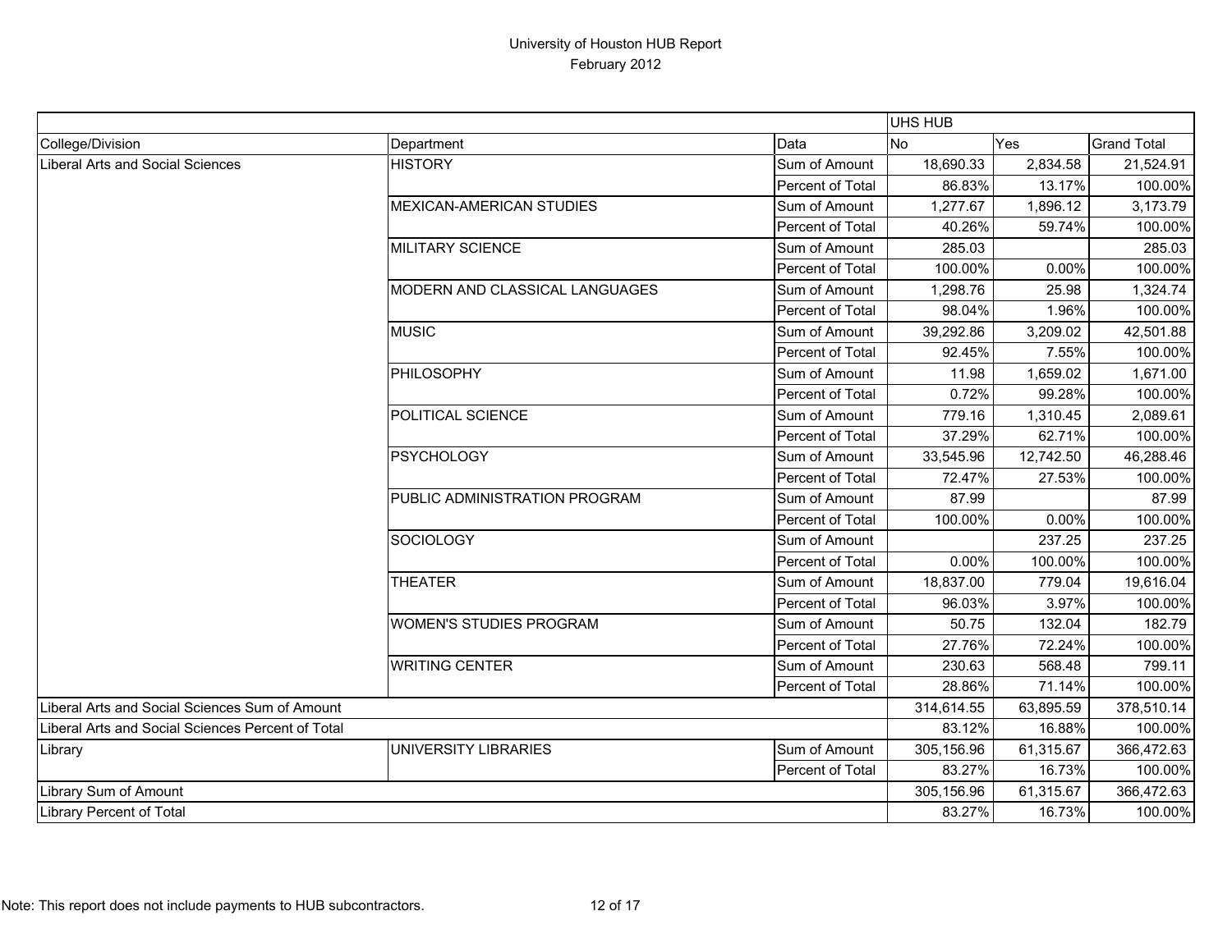# University of Houston HUB Report
## February 2012

| | | | UHS HUB | | |
|---|---|---|---|---|---|
| College/Division | Department | Data | No | Yes | Grand Total |
| Liberal Arts and Social Sciences | HISTORY | Sum of Amount | 18,690.33 | 2,834.58 | 21,524.91 |
| | | Percent of Total | 86.83% | 13.17% | 100.00% |
| | MEXICAN-AMERICAN STUDIES | Sum of Amount | 1,277.67 | 1,896.12 | 3,173.79 |
| | | Percent of Total | 40.26% | 59.74% | 100.00% |
| | MILITARY SCIENCE | Sum of Amount | 285.03 | | 285.03 |
| | | Percent of Total | 100.00% | 0.00% | 100.00% |
| | MODERN AND CLASSICAL LANGUAGES | Sum of Amount | 1,298.76 | 25.98 | 1,324.74 |
| | | Percent of Total | 98.04% | 1.96% | 100.00% |
| | MUSIC | Sum of Amount | 39,292.86 | 3,209.02 | 42,501.88 |
| | | Percent of Total | 92.45% | 7.55% | 100.00% |
| | PHILOSOPHY | Sum of Amount | 11.98 | 1,659.02 | 1,671.00 |
| | | Percent of Total | 0.72% | 99.28% | 100.00% |
| | POLITICAL SCIENCE | Sum of Amount | 779.16 | 1,310.45 | 2,089.61 |
| | | Percent of Total | 37.29% | 62.71% | 100.00% |
| | PSYCHOLOGY | Sum of Amount | 33,545.96 | 12,742.50 | 46,288.46 |
| | | Percent of Total | 72.47% | 27.53% | 100.00% |
| | PUBLIC ADMINISTRATION PROGRAM | Sum of Amount | 87.99 | | 87.99 |
| | | Percent of Total | 100.00% | 0.00% | 100.00% |
| | SOCIOLOGY | Sum of Amount | | 237.25 | 237.25 |
| | | Percent of Total | 0.00% | 100.00% | 100.00% |
| | THEATER | Sum of Amount | 18,837.00 | 779.04 | 19,616.04 |
| | | Percent of Total | 96.03% | 3.97% | 100.00% |
| | WOMEN'S STUDIES PROGRAM | Sum of Amount | 50.75 | 132.04 | 182.79 |
| | | Percent of Total | 27.76% | 72.24% | 100.00% |
| | WRITING CENTER | Sum of Amount | 230.63 | 568.48 | 799.11 |
| | | Percent of Total | 28.86% | 71.14% | 100.00% |
| Liberal Arts and Social Sciences Sum of Amount | | | 314,614.55 | 63,895.59 | 378,510.14 |
| Liberal Arts and Social Sciences Percent of Total | | | 83.12% | 16.88% | 100.00% |
| Library | UNIVERSITY LIBRARIES | Sum of Amount | 305,156.96 | 61,315.67 | 366,472.63 |
| | | Percent of Total | 83.27% | 16.73% | 100.00% |
| Library Sum of Amount | | | 305,156.96 | 61,315.67 | 366,472.63 |
| Library Percent of Total | | | 83.27% | 16.73% | 100.00% |

Note: This report does not include payments to HUB subcontractors.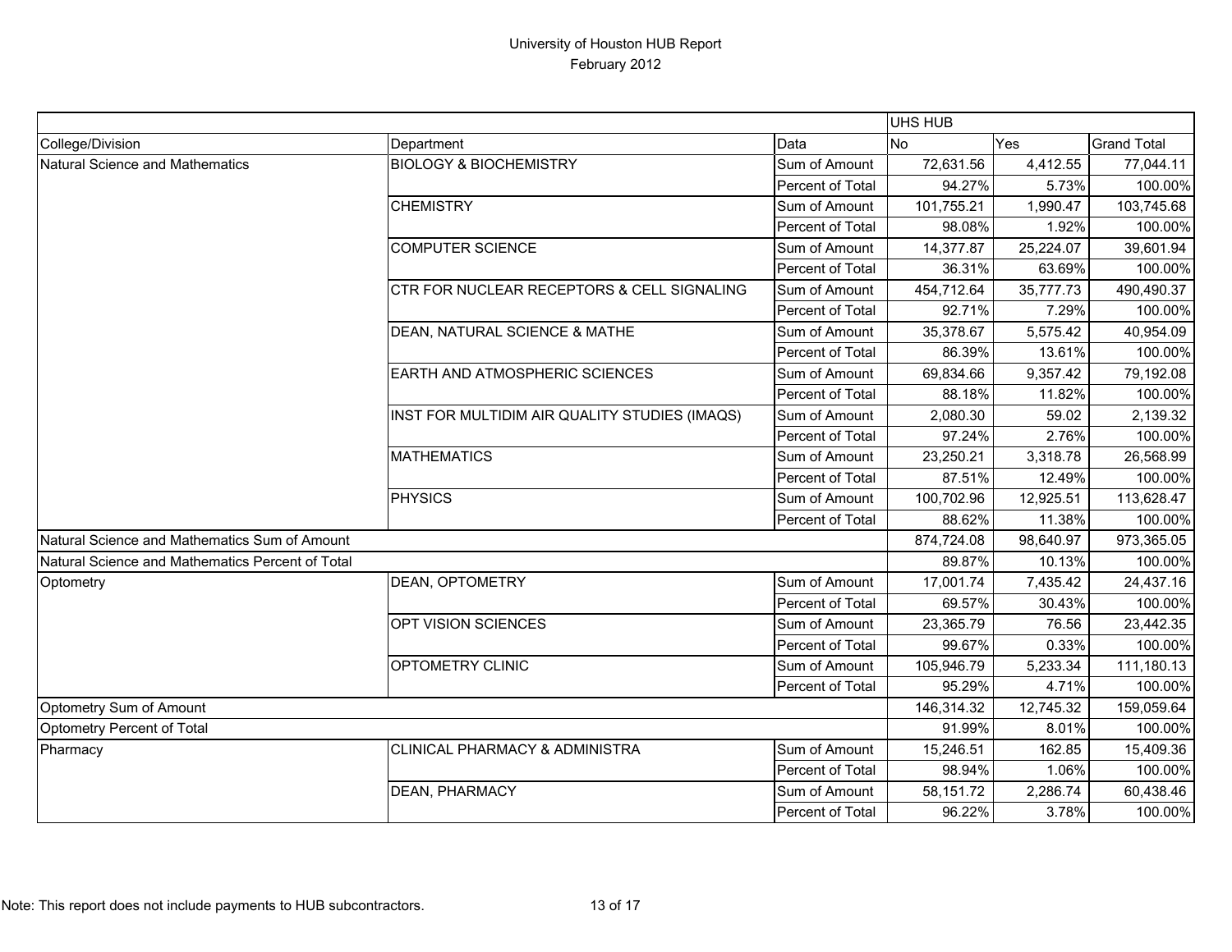# University of Houston HUB Report
## February 2012

| | | | UHS HUB | | |
|---|---|---|---|---|---|
| College/Division | Department | Data | No | Yes | Grand Total |
| Natural Science and Mathematics | BIOLOGY & BIOCHEMISTRY | Sum of Amount | 72,631.56 | 4,412.55 | 77,044.11 |
| | | Percent of Total | 94.27% | 5.73% | 100.00% |
| | CHEMISTRY | Sum of Amount | 101,755.21 | 1,990.47 | 103,745.68 |
| | | Percent of Total | 98.08% | 1.92% | 100.00% |
| | COMPUTER SCIENCE | Sum of Amount | 14,377.87 | 25,224.07 | 39,601.94 |
| | | Percent of Total | 36.31% | 63.69% | 100.00% |
| | CTR FOR NUCLEAR RECEPTORS & CELL SIGNALING | Sum of Amount | 454,712.64 | 35,777.73 | 490,490.37 |
| | | Percent of Total | 92.71% | 7.29% | 100.00% |
| | DEAN, NATURAL SCIENCE & MATHE | Sum of Amount | 35,378.67 | 5,575.42 | 40,954.09 |
| | | Percent of Total | 86.39% | 13.61% | 100.00% |
| | EARTH AND ATMOSPHERIC SCIENCES | Sum of Amount | 69,834.66 | 9,357.42 | 79,192.08 |
| | | Percent of Total | 88.18% | 11.82% | 100.00% |
| | INST FOR MULTIDIM AIR QUALITY STUDIES (IMAQS) | Sum of Amount | 2,080.30 | 59.02 | 2,139.32 |
| | | Percent of Total | 97.24% | 2.76% | 100.00% |
| | MATHEMATICS | Sum of Amount | 23,250.21 | 3,318.78 | 26,568.99 |
| | | Percent of Total | 87.51% | 12.49% | 100.00% |
| | PHYSICS | Sum of Amount | 100,702.96 | 12,925.51 | 113,628.47 |
| | | Percent of Total | 88.62% | 11.38% | 100.00% |
| Natural Science and Mathematics Sum of Amount | | | 874,724.08 | 98,640.97 | 973,365.05 |
| Natural Science and Mathematics Percent of Total | | | 89.87% | 10.13% | 100.00% |
| Optometry | DEAN, OPTOMETRY | Sum of Amount | 17,001.74 | 7,435.42 | 24,437.16 |
| | | Percent of Total | 69.57% | 30.43% | 100.00% |
| | OPT VISION SCIENCES | Sum of Amount | 23,365.79 | 76.56 | 23,442.35 |
| | | Percent of Total | 99.67% | 0.33% | 100.00% |
| | OPTOMETRY CLINIC | Sum of Amount | 105,946.79 | 5,233.34 | 111,180.13 |
| | | Percent of Total | 95.29% | 4.71% | 100.00% |
| Optometry Sum of Amount | | | 146,314.32 | 12,745.32 | 159,059.64 |
| Optometry Percent of Total | | | 91.99% | 8.01% | 100.00% |
| Pharmacy | CLINICAL PHARMACY & ADMINISTRA | Sum of Amount | 15,246.51 | 162.85 | 15,409.36 |
| | | Percent of Total | 98.94% | 1.06% | 100.00% |
| | DEAN, PHARMACY | Sum of Amount | 58,151.72 | 2,286.74 | 60,438.46 |
| | | Percent of Total | 96.22% | 3.78% | 100.00% |

Note: This report does not include payments to HUB subcontractors.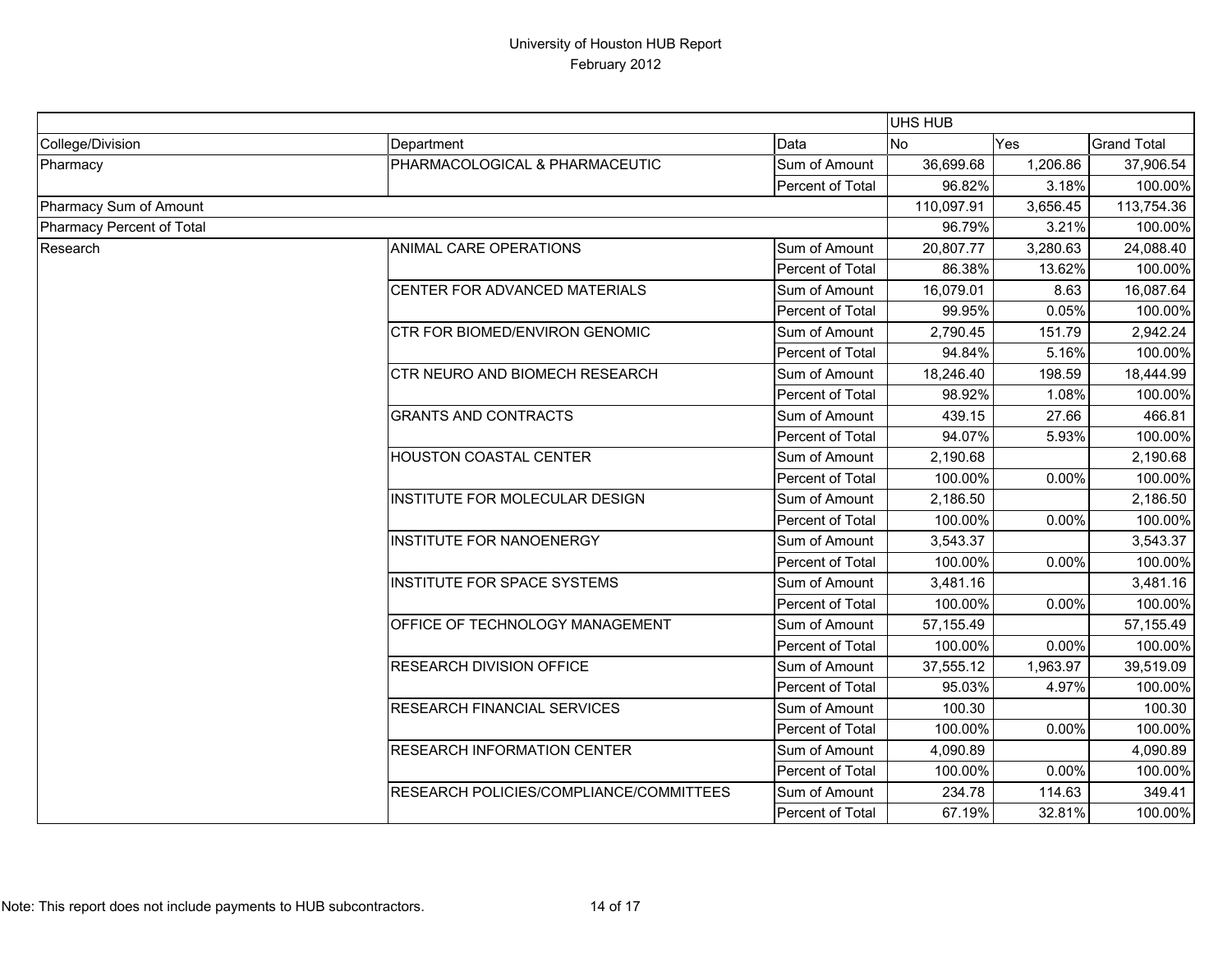# University of Houston HUB Report

February 2012

| | | | UHS HUB | | |
|---|---|---|---|---|---|
| College/Division | Department | Data | No | Yes | Grand Total |
| Pharmacy | PHARMACOLOGICAL & PHARMACEUTIC | Sum of Amount | 36,699.68 | 1,206.86 | 37,906.54 |
| | | Percent of Total | 96.82% | 3.18% | 100.00% |
| Pharmacy Sum of Amount | | | 110,097.91 | 3,656.45 | 113,754.36 |
| Pharmacy Percent of Total | | | 96.79% | 3.21% | 100.00% |
| Research | ANIMAL CARE OPERATIONS | Sum of Amount | 20,807.77 | 3,280.63 | 24,088.40 |
| | | Percent of Total | 86.38% | 13.62% | 100.00% |
| | CENTER FOR ADVANCED MATERIALS | Sum of Amount | 16,079.01 | 8.63 | 16,087.64 |
| | | Percent of Total | 99.95% | 0.05% | 100.00% |
| | CTR FOR BIOMED/ENVIRON GENOMIC | Sum of Amount | 2,790.45 | 151.79 | 2,942.24 |
| | | Percent of Total | 94.84% | 5.16% | 100.00% |
| | CTR NEURO AND BIOMECH RESEARCH | Sum of Amount | 18,246.40 | 198.59 | 18,444.99 |
| | | Percent of Total | 98.92% | 1.08% | 100.00% |
| | GRANTS AND CONTRACTS | Sum of Amount | 439.15 | 27.66 | 466.81 |
| | | Percent of Total | 94.07% | 5.93% | 100.00% |
| | HOUSTON COASTAL CENTER | Sum of Amount | 2,190.68 | | 2,190.68 |
| | | Percent of Total | 100.00% | 0.00% | 100.00% |
| | INSTITUTE FOR MOLECULAR DESIGN | Sum of Amount | 2,186.50 | | 2,186.50 |
| | | Percent of Total | 100.00% | 0.00% | 100.00% |
| | INSTITUTE FOR NANOENERGY | Sum of Amount | 3,543.37 | | 3,543.37 |
| | | Percent of Total | 100.00% | 0.00% | 100.00% |
| | INSTITUTE FOR SPACE SYSTEMS | Sum of Amount | 3,481.16 | | 3,481.16 |
| | | Percent of Total | 100.00% | 0.00% | 100.00% |
| | OFFICE OF TECHNOLOGY MANAGEMENT | Sum of Amount | 57,155.49 | | 57,155.49 |
| | | Percent of Total | 100.00% | 0.00% | 100.00% |
| | RESEARCH DIVISION OFFICE | Sum of Amount | 37,555.12 | 1,963.97 | 39,519.09 |
| | | Percent of Total | 95.03% | 4.97% | 100.00% |
| | RESEARCH FINANCIAL SERVICES | Sum of Amount | 100.30 | | 100.30 |
| | | Percent of Total | 100.00% | 0.00% | 100.00% |
| | RESEARCH INFORMATION CENTER | Sum of Amount | 4,090.89 | | 4,090.89 |
| | | Percent of Total | 100.00% | 0.00% | 100.00% |
| | RESEARCH POLICIES/COMPLIANCE/COMMITTEES | Sum of Amount | 234.78 | 114.63 | 349.41 |
| | | Percent of Total | 67.19% | 32.81% | 100.00% |

Note: This report does not include payments to HUB subcontractors.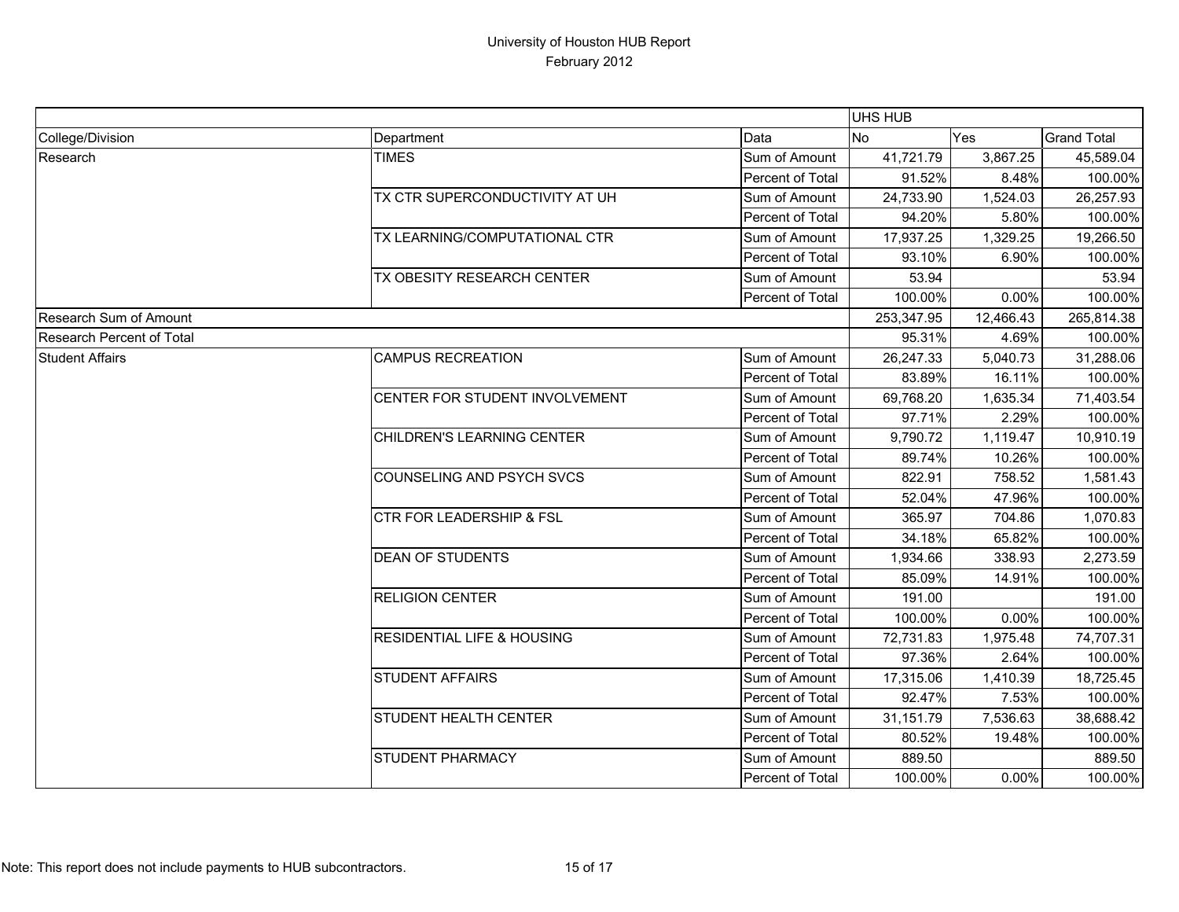# University of Houston HUB Report
## February 2012

| | | | UHS HUB | | |
|---|---|---|---|---|---|
| College/Division | Department | Data | No | Yes | Grand Total |
| Research | TIMES | Sum of Amount | 41,721.79 | 3,867.25 | 45,589.04 |
| | | Percent of Total | 91.52% | 8.48% | 100.00% |
| | TX CTR SUPERCONDUCTIVITY AT UH | Sum of Amount | 24,733.90 | 1,524.03 | 26,257.93 |
| | | Percent of Total | 94.20% | 5.80% | 100.00% |
| | TX LEARNING/COMPUTATIONAL CTR | Sum of Amount | 17,937.25 | 1,329.25 | 19,266.50 |
| | | Percent of Total | 93.10% | 6.90% | 100.00% |
| | TX OBESITY RESEARCH CENTER | Sum of Amount | 53.94 | | 53.94 |
| | | Percent of Total | 100.00% | 0.00% | 100.00% |
| Research Sum of Amount | | | 253,347.95 | 12,466.43 | 265,814.38 |
| Research Percent of Total | | | 95.31% | 4.69% | 100.00% |
| Student Affairs | CAMPUS RECREATION | Sum of Amount | 26,247.33 | 5,040.73 | 31,288.06 |
| | | Percent of Total | 83.89% | 16.11% | 100.00% |
| | CENTER FOR STUDENT INVOLVEMENT | Sum of Amount | 69,768.20 | 1,635.34 | 71,403.54 |
| | | Percent of Total | 97.71% | 2.29% | 100.00% |
| | CHILDREN'S LEARNING CENTER | Sum of Amount | 9,790.72 | 1,119.47 | 10,910.19 |
| | | Percent of Total | 89.74% | 10.26% | 100.00% |
| | COUNSELING AND PSYCH SVCS | Sum of Amount | 822.91 | 758.52 | 1,581.43 |
| | | Percent of Total | 52.04% | 47.96% | 100.00% |
| | CTR FOR LEADERSHIP & FSL | Sum of Amount | 365.97 | 704.86 | 1,070.83 |
| | | Percent of Total | 34.18% | 65.82% | 100.00% |
| | DEAN OF STUDENTS | Sum of Amount | 1,934.66 | 338.93 | 2,273.59 |
| | | Percent of Total | 85.09% | 14.91% | 100.00% |
| | RELIGION CENTER | Sum of Amount | 191.00 | | 191.00 |
| | | Percent of Total | 100.00% | 0.00% | 100.00% |
| | RESIDENTIAL LIFE & HOUSING | Sum of Amount | 72,731.83 | 1,975.48 | 74,707.31 |
| | | Percent of Total | 97.36% | 2.64% | 100.00% |
| | STUDENT AFFAIRS | Sum of Amount | 17,315.06 | 1,410.39 | 18,725.45 |
| | | Percent of Total | 92.47% | 7.53% | 100.00% |
| | STUDENT HEALTH CENTER | Sum of Amount | 31,151.79 | 7,536.63 | 38,688.42 |
| | | Percent of Total | 80.52% | 19.48% | 100.00% |
| | STUDENT PHARMACY | Sum of Amount | 889.50 | | 889.50 |
| | | Percent of Total | 100.00% | 0.00% | 100.00% |

Note: This report does not include payments to HUB subcontractors.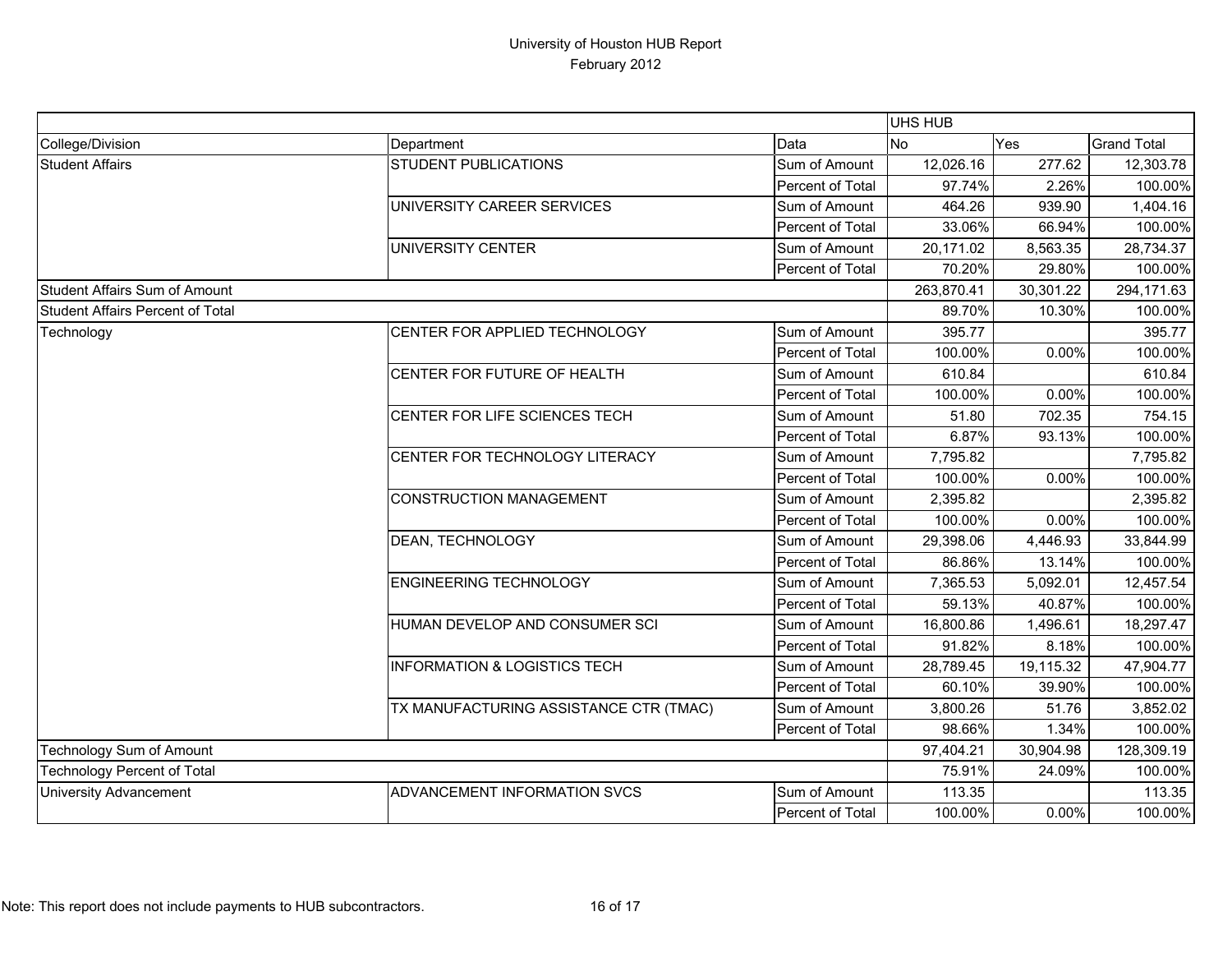# University of Houston HUB Report

February 2012

| | | | UHS HUB | | |
|---|---|---|---|---|---|
| College/Division | Department | Data | No | Yes | Grand Total |
| Student Affairs | STUDENT PUBLICATIONS | Sum of Amount | 12,026.16 | 277.62 | 12,303.78 |
| | | Percent of Total | 97.74% | 2.26% | 100.00% |
| | UNIVERSITY CAREER SERVICES | Sum of Amount | 464.26 | 939.90 | 1,404.16 |
| | | Percent of Total | 33.06% | 66.94% | 100.00% |
| | UNIVERSITY CENTER | Sum of Amount | 20,171.02 | 8,563.35 | 28,734.37 |
| | | Percent of Total | 70.20% | 29.80% | 100.00% |
| Student Affairs Sum of Amount | | | 263,870.41 | 30,301.22 | 294,171.63 |
| Student Affairs Percent of Total | | | 89.70% | 10.30% | 100.00% |
| Technology | CENTER FOR APPLIED TECHNOLOGY | Sum of Amount | 395.77 | | 395.77 |
| | | Percent of Total | 100.00% | 0.00% | 100.00% |
| | CENTER FOR FUTURE OF HEALTH | Sum of Amount | 610.84 | | 610.84 |
| | | Percent of Total | 100.00% | 0.00% | 100.00% |
| | CENTER FOR LIFE SCIENCES TECH | Sum of Amount | 51.80 | 702.35 | 754.15 |
| | | Percent of Total | 6.87% | 93.13% | 100.00% |
| | CENTER FOR TECHNOLOGY LITERACY | Sum of Amount | 7,795.82 | | 7,795.82 |
| | | Percent of Total | 100.00% | 0.00% | 100.00% |
| | CONSTRUCTION MANAGEMENT | Sum of Amount | 2,395.82 | | 2,395.82 |
| | | Percent of Total | 100.00% | 0.00% | 100.00% |
| | DEAN, TECHNOLOGY | Sum of Amount | 29,398.06 | 4,446.93 | 33,844.99 |
| | | Percent of Total | 86.86% | 13.14% | 100.00% |
| | ENGINEERING TECHNOLOGY | Sum of Amount | 7,365.53 | 5,092.01 | 12,457.54 |
| | | Percent of Total | 59.13% | 40.87% | 100.00% |
| | HUMAN DEVELOP AND CONSUMER SCI | Sum of Amount | 16,800.86 | 1,496.61 | 18,297.47 |
| | | Percent of Total | 91.82% | 8.18% | 100.00% |
| | INFORMATION & LOGISTICS TECH | Sum of Amount | 28,789.45 | 19,115.32 | 47,904.77 |
| | | Percent of Total | 60.10% | 39.90% | 100.00% |
| | TX MANUFACTURING ASSISTANCE CTR (TMAC) | Sum of Amount | 3,800.26 | 51.76 | 3,852.02 |
| | | Percent of Total | 98.66% | 1.34% | 100.00% |
| Technology Sum of Amount | | | 97,404.21 | 30,904.98 | 128,309.19 |
| Technology Percent of Total | | | 75.91% | 24.09% | 100.00% |
| University Advancement | ADVANCEMENT INFORMATION SVCS | Sum of Amount | 113.35 | | 113.35 |
| | | Percent of Total | 100.00% | 0.00% | 100.00% |

Note: This report does not include payments to HUB subcontractors.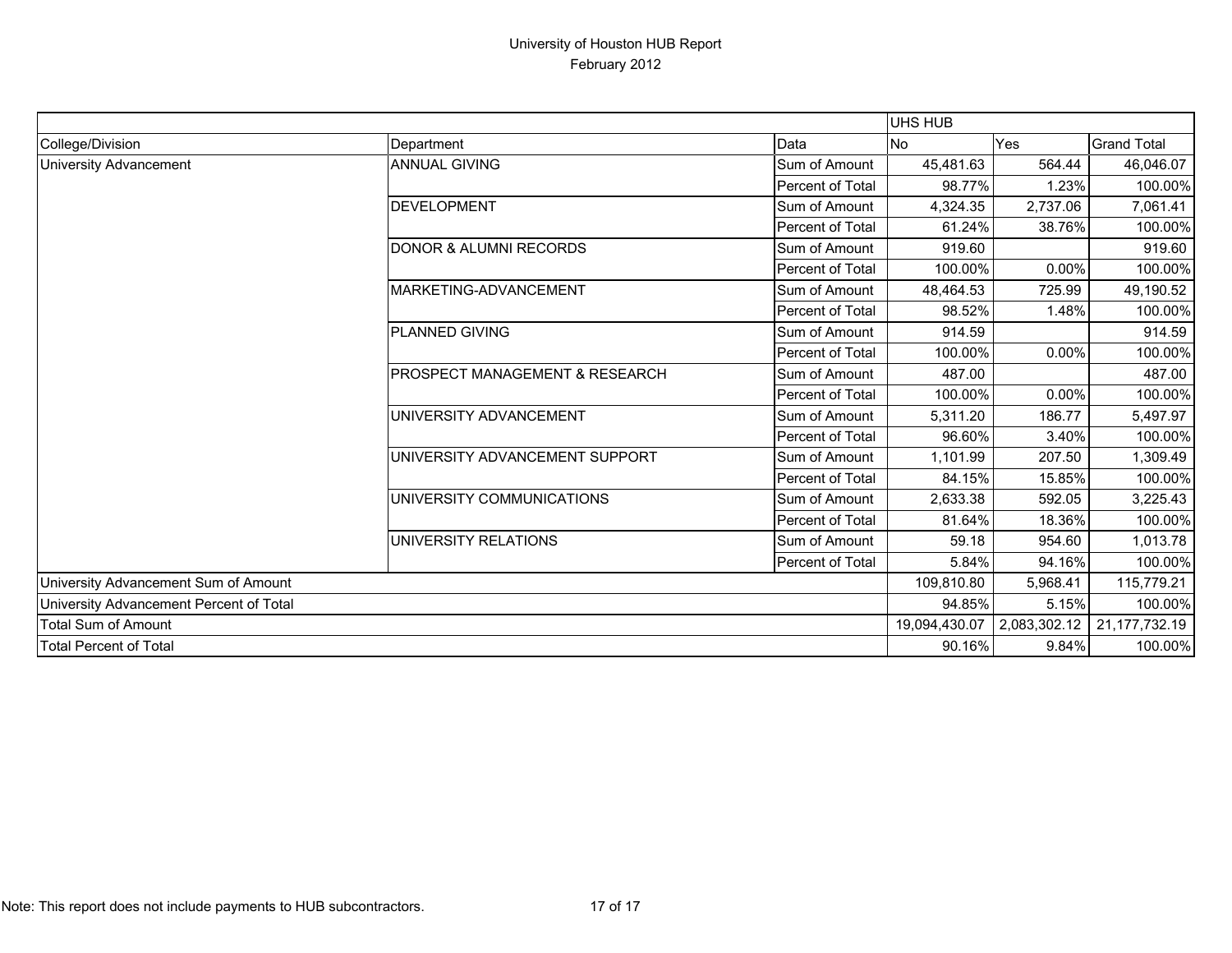# University of Houston HUB Report
February 2012

| | | | UHS HUB | | |
|---|---|---|---|---|---|
| College/Division | Department | Data | No | Yes | Grand Total |
| University Advancement | ANNUAL GIVING | Sum of Amount | 45,481.63 | 564.44 | 46,046.07 |
| | | Percent of Total | 98.77% | 1.23% | 100.00% |
| | DEVELOPMENT | Sum of Amount | 4,324.35 | 2,737.06 | 7,061.41 |
| | | Percent of Total | 61.24% | 38.76% | 100.00% |
| | DONOR & ALUMNI RECORDS | Sum of Amount | 919.60 | | 919.60 |
| | | Percent of Total | 100.00% | 0.00% | 100.00% |
| | MARKETING-ADVANCEMENT | Sum of Amount | 48,464.53 | 725.99 | 49,190.52 |
| | | Percent of Total | 98.52% | 1.48% | 100.00% |
| | PLANNED GIVING | Sum of Amount | 914.59 | | 914.59 |
| | | Percent of Total | 100.00% | 0.00% | 100.00% |
| | PROSPECT MANAGEMENT & RESEARCH | Sum of Amount | 487.00 | | 487.00 |
| | | Percent of Total | 100.00% | 0.00% | 100.00% |
| | UNIVERSITY ADVANCEMENT | Sum of Amount | 5,311.20 | 186.77 | 5,497.97 |
| | | Percent of Total | 96.60% | 3.40% | 100.00% |
| | UNIVERSITY ADVANCEMENT SUPPORT | Sum of Amount | 1,101.99 | 207.50 | 1,309.49 |
| | | Percent of Total | 84.15% | 15.85% | 100.00% |
| | UNIVERSITY COMMUNICATIONS | Sum of Amount | 2,633.38 | 592.05 | 3,225.43 |
| | | Percent of Total | 81.64% | 18.36% | 100.00% |
| | UNIVERSITY RELATIONS | Sum of Amount | 59.18 | 954.60 | 1,013.78 |
| | | Percent of Total | 5.84% | 94.16% | 100.00% |
| University Advancement Sum of Amount | | | 109,810.80 | 5,968.41 | 115,779.21 |
| University Advancement Percent of Total | | | 94.85% | 5.15% | 100.00% |
| Total Sum of Amount | | | 19,094,430.07 | 2,083,302.12 | 21,177,732.19 |
| Total Percent of Total | | | 90.16% | 9.84% | 100.00% |

Note: This report does not include payments to HUB subcontractors.